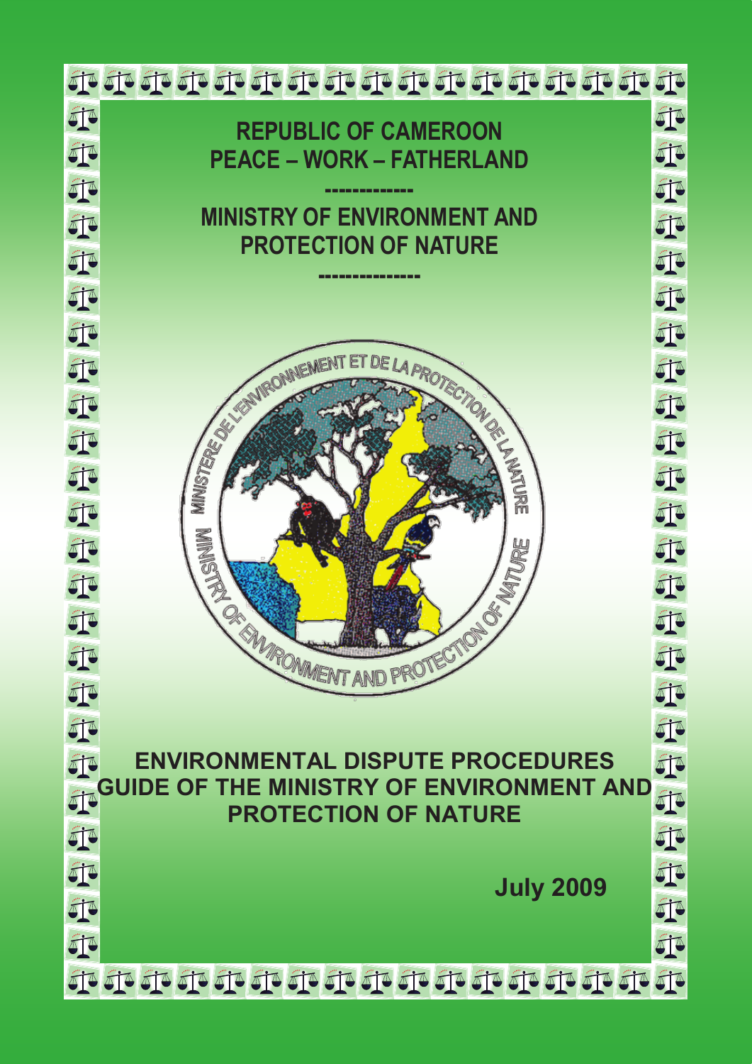**REPUBLIC OF CAMEROON**
**PEACE – WORK – FATHERLAND**

------------

**MINISTRY OF ENVIRONMENT AND PROTECTION OF NATURE**

--------------

MINISTERE DE L'ENVIRONNEMENT ET DE LA PROTECTION DE LA NATURE

MINISTRY OF ENVIRONMENT AND PROTECTION OF NATURE

# ENVIRONMENTAL DISPUTE PROCEDURES GUIDE OF THE MINISTRY OF ENVIRONMENT AND PROTECTION OF NATURE

**July 2009**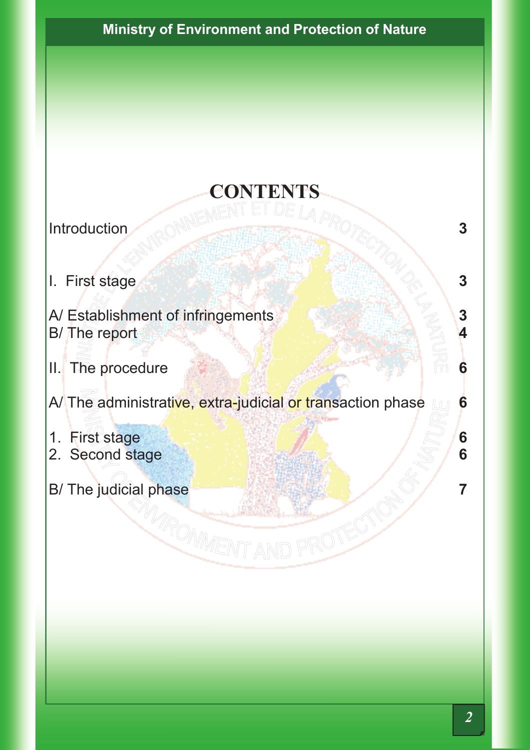# CONTENTS

| | |
|---|---|
| Introduction | 3 |
| I. First stage | 3 |
| A/ Establishment of infringements | 3 |
| B/ The report | 4 |
| II. The procedure | 6 |
| A/ The administrative, extra-judicial or transaction phase | 6 |
| 1. First stage | 6 |
| 2. Second stage | 6 |
| B/ The judicial phase | 7 |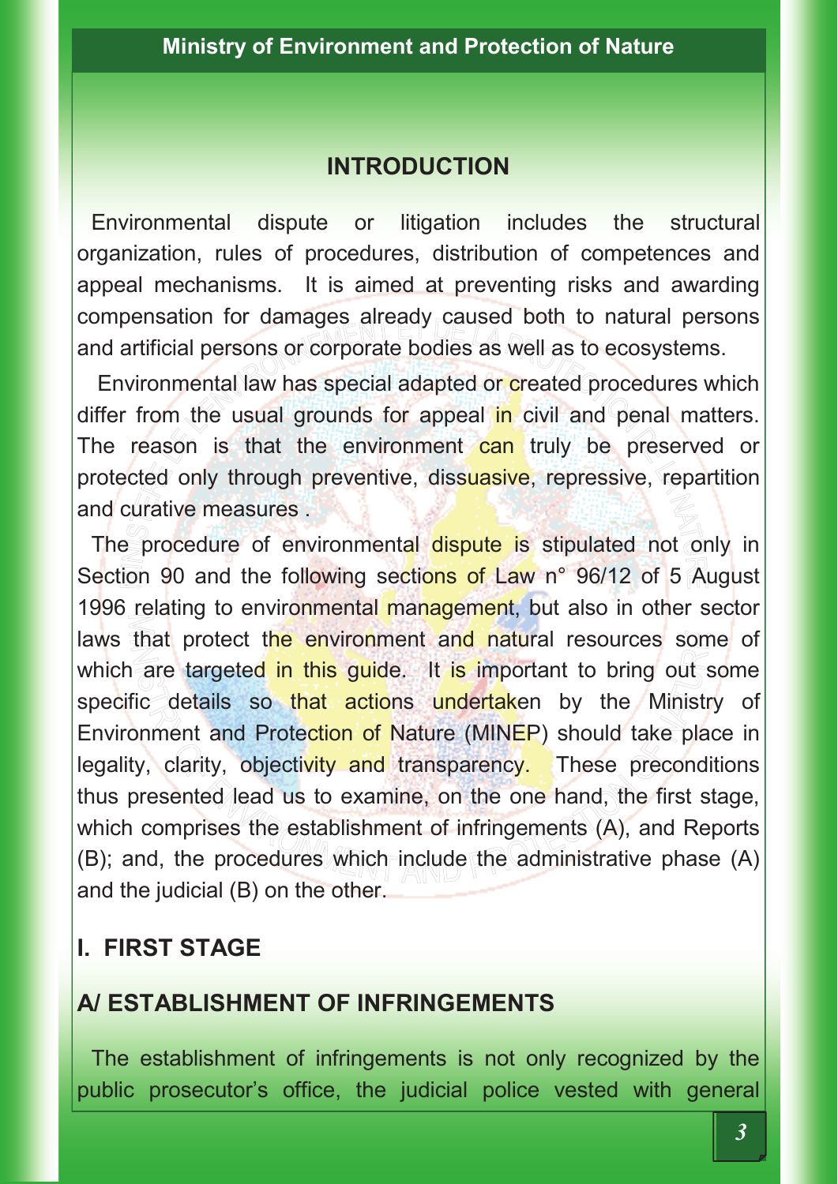## INTRODUCTION

Environmental dispute or litigation includes the structural organization, rules of procedures, distribution of competences and appeal mechanisms. It is aimed at preventing risks and awarding compensation for damages already caused both to natural persons and artificial persons or corporate bodies as well as to ecosystems.

Environmental law has special adapted or created procedures which differ from the usual grounds for appeal in civil and penal matters. The reason is that the environment can truly be preserved or protected only through preventive, dissuasive, repressive, repartition and curative measures .

The procedure of environmental dispute is stipulated not only in Section 90 and the following sections of Law n° 96/12 of 5 August 1996 relating to environmental management, but also in other sector laws that protect the environment and natural resources some of which are targeted in this guide. It is important to bring out some specific details so that actions undertaken by the Ministry of Environment and Protection of Nature (MINEP) should take place in legality, clarity, objectivity and transparency. These preconditions thus presented lead us to examine, on the one hand, the first stage, which comprises the establishment of infringements (A), and Reports (B); and, the procedures which include the administrative phase (A) and the judicial (B) on the other.

## I. FIRST STAGE

### A/ ESTABLISHMENT OF INFRINGEMENTS

The establishment of infringements is not only recognized by the public prosecutor's office, the judicial police vested with general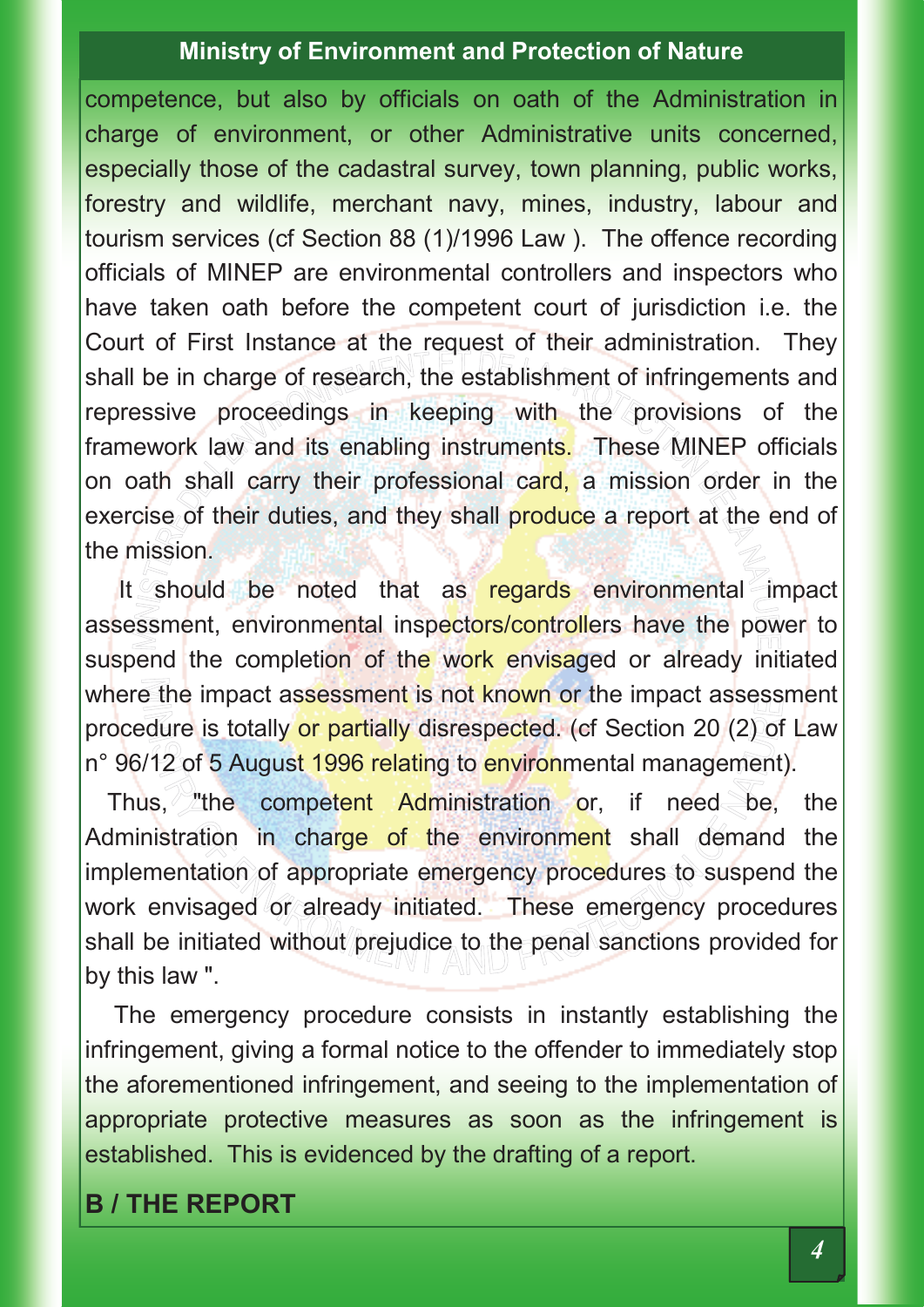competence, but also by officials on oath of the Administration in charge of environment, or other Administrative units concerned, especially those of the cadastral survey, town planning, public works, forestry and wildlife, merchant navy, mines, industry, labour and tourism services (cf Section 88 (1)/1996 Law ). The offence recording officials of MINEP are environmental controllers and inspectors who have taken oath before the competent court of jurisdiction i.e. the Court of First Instance at the request of their administration. They shall be in charge of research, the establishment of infringements and repressive proceedings in keeping with the provisions of the framework law and its enabling instruments. These MINEP officials on oath shall carry their professional card, a mission order in the exercise of their duties, and they shall produce a report at the end of the mission.

It should be noted that as regards environmental impact assessment, environmental inspectors/controllers have the power to suspend the completion of the work envisaged or already initiated where the impact assessment is not known or the impact assessment procedure is totally or partially disrespected. (cf Section 20 (2) of Law n° 96/12 of 5 August 1996 relating to environmental management).

Thus, "the competent Administration or, if need be, the Administration in charge of the environment shall demand the implementation of appropriate emergency procedures to suspend the work envisaged or already initiated. These emergency procedures shall be initiated without prejudice to the penal sanctions provided for by this law ".

The emergency procedure consists in instantly establishing the infringement, giving a formal notice to the offender to immediately stop the aforementioned infringement, and seeing to the implementation of appropriate protective measures as soon as the infringement is established. This is evidenced by the drafting of a report.

## B / THE REPORT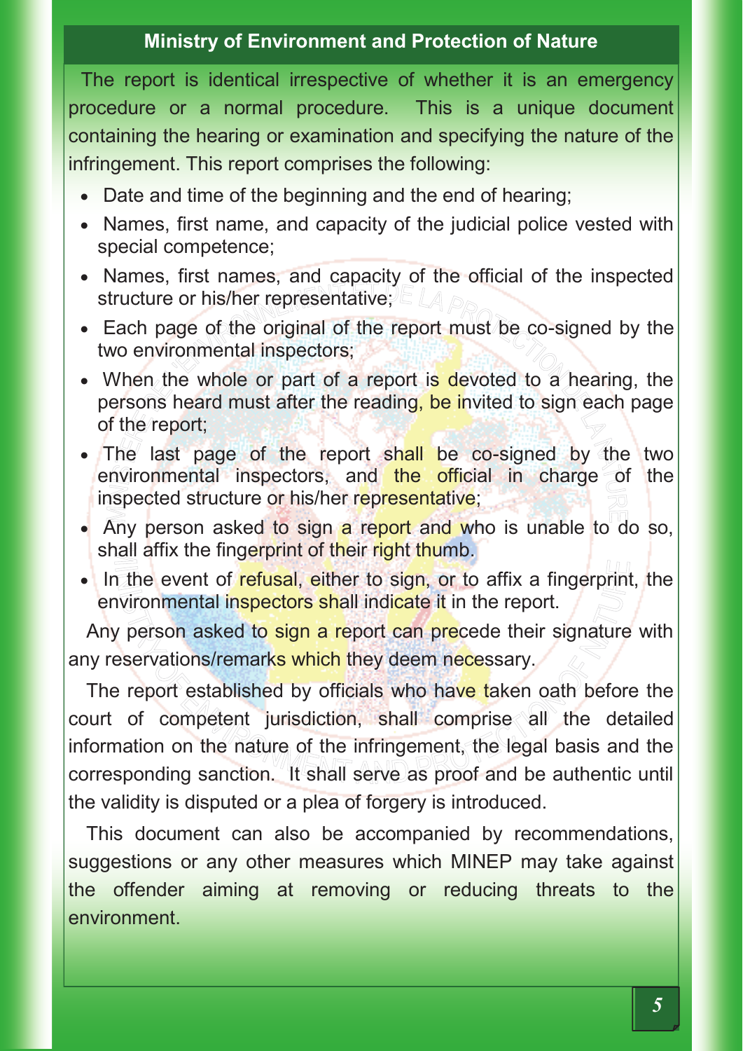The report is identical irrespective of whether it is an emergency procedure or a normal procedure. This is a unique document containing the hearing or examination and specifying the nature of the infringement. This report comprises the following:

- Date and time of the beginning and the end of hearing;
- Names, first name, and capacity of the judicial police vested with special competence;
- Names, first names, and capacity of the official of the inspected structure or his/her representative;
- Each page of the original of the report must be co-signed by the two environmental inspectors;
- When the whole or part of a report is devoted to a hearing, the persons heard must after the reading, be invited to sign each page of the report;
- The last page of the report shall be co-signed by the two environmental inspectors, and the official in charge of the inspected structure or his/her representative;
- Any person asked to sign a report and who is unable to do so, shall affix the fingerprint of their right thumb.
- In the event of refusal, either to sign, or to affix a fingerprint, the environmental inspectors shall indicate it in the report.

Any person asked to sign a report can precede their signature with any reservations/remarks which they deem necessary.

The report established by officials who have taken oath before the court of competent jurisdiction, shall comprise all the detailed information on the nature of the infringement, the legal basis and the corresponding sanction. It shall serve as proof and be authentic until the validity is disputed or a plea of forgery is introduced.

This document can also be accompanied by recommendations, suggestions or any other measures which MINEP may take against the offender aiming at removing or reducing threats to the environment.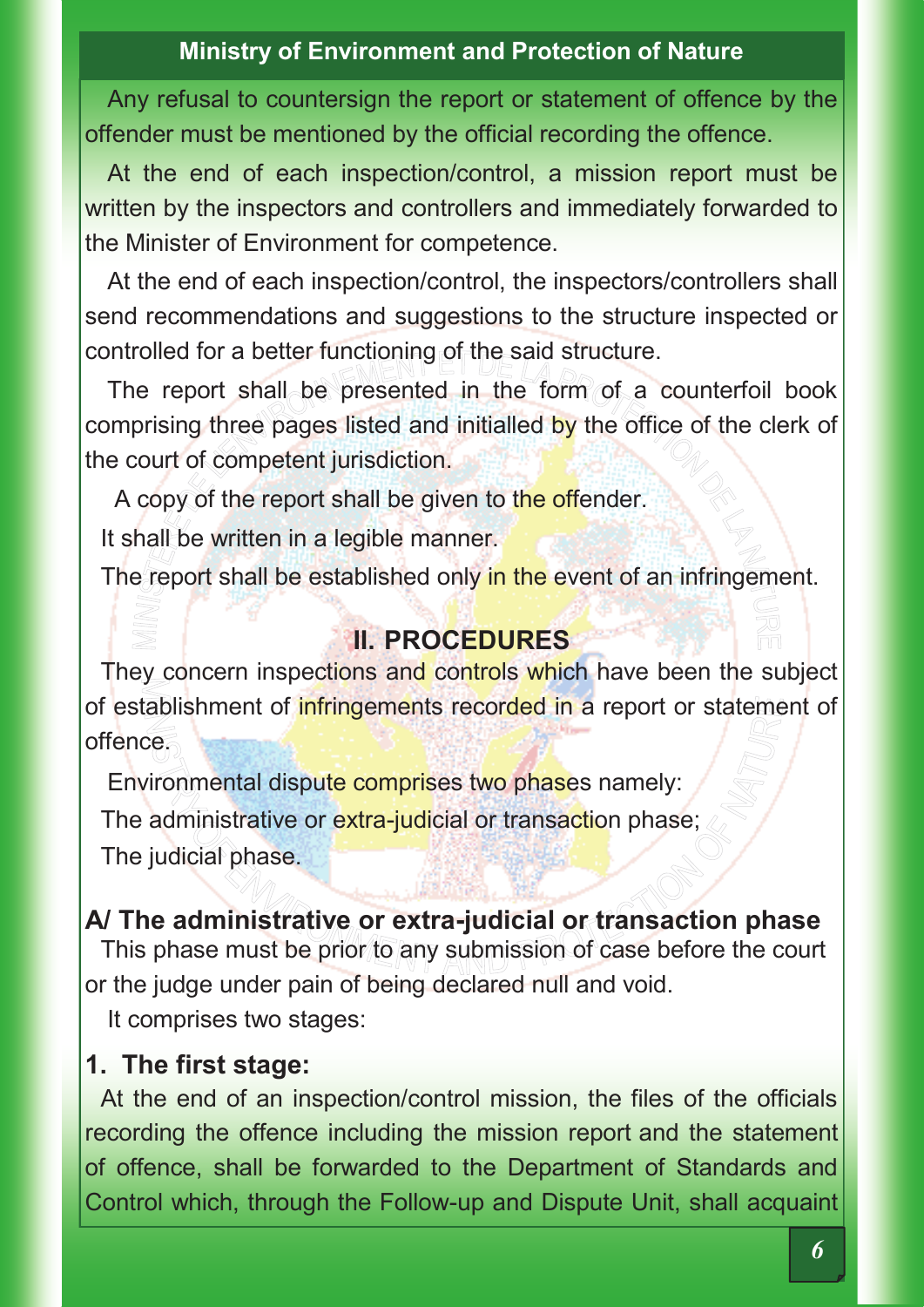Any refusal to countersign the report or statement of offence by the offender must be mentioned by the official recording the offence.

At the end of each inspection/control, a mission report must be written by the inspectors and controllers and immediately forwarded to the Minister of Environment for competence.

At the end of each inspection/control, the inspectors/controllers shall send recommendations and suggestions to the structure inspected or controlled for a better functioning of the said structure.

The report shall be presented in the form of a counterfoil book comprising three pages listed and initialled by the office of the clerk of the court of competent jurisdiction.

A copy of the report shall be given to the offender.

It shall be written in a legible manner.

The report shall be established only in the event of an infringement.

## II. PROCEDURES

They concern inspections and controls which have been the subject of establishment of infringements recorded in a report or statement of offence.

Environmental dispute comprises two phases namely:

The administrative or extra-judicial or transaction phase;

The judicial phase.

### A/ The administrative or extra-judicial or transaction phase

This phase must be prior to any submission of case before the court or the judge under pain of being declared null and void.

It comprises two stages:

#### 1. The first stage:

At the end of an inspection/control mission, the files of the officials recording the offence including the mission report and the statement of offence, shall be forwarded to the Department of Standards and Control which, through the Follow-up and Dispute Unit, shall acquaint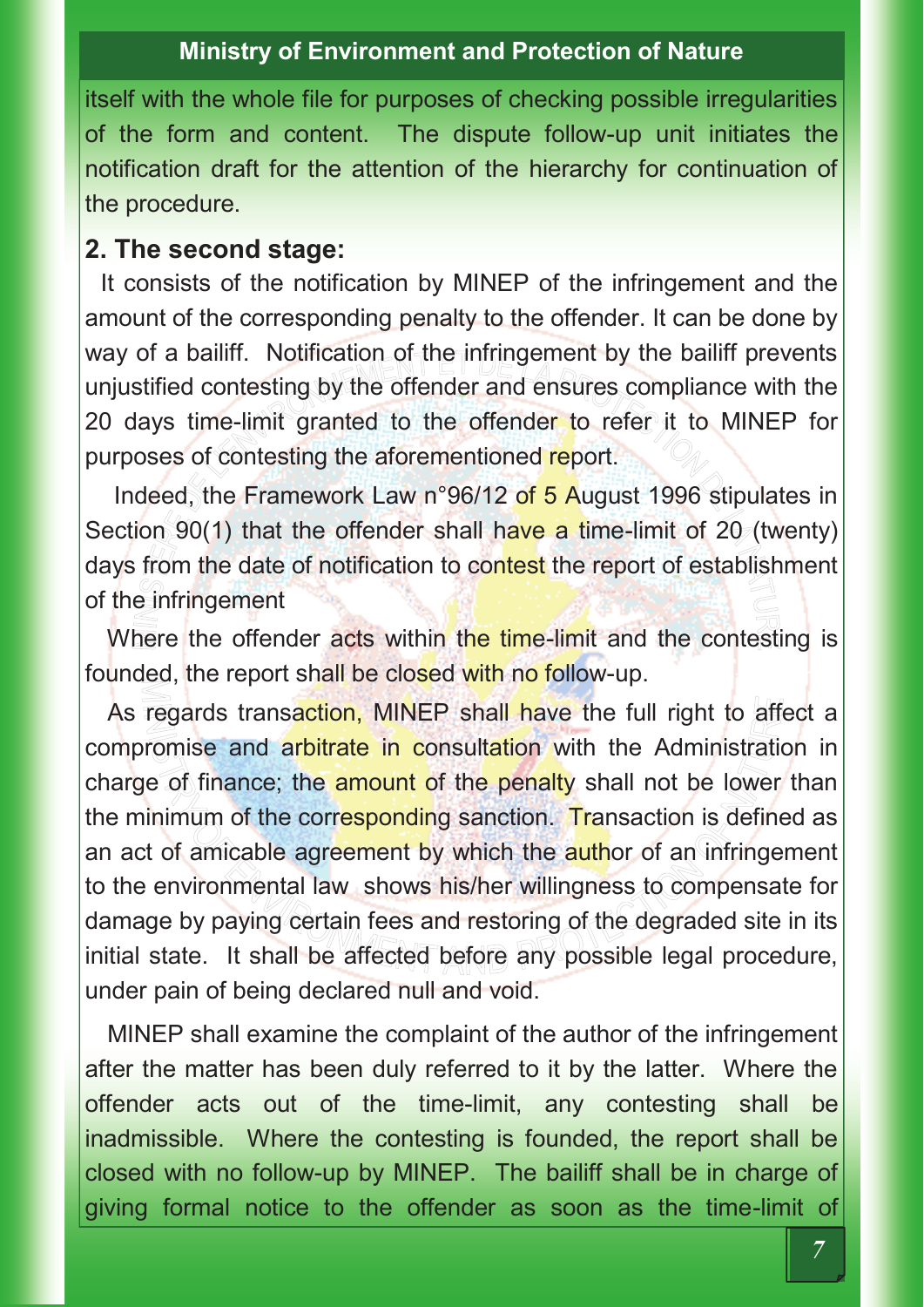itself with the whole file for purposes of checking possible irregularities of the form and content. The dispute follow-up unit initiates the notification draft for the attention of the hierarchy for continuation of the procedure.

### 2. The second stage:

It consists of the notification by MINEP of the infringement and the amount of the corresponding penalty to the offender. It can be done by way of a bailiff. Notification of the infringement by the bailiff prevents unjustified contesting by the offender and ensures compliance with the 20 days time-limit granted to the offender to refer it to MINEP for purposes of contesting the aforementioned report.

Indeed, the Framework Law n°96/12 of 5 August 1996 stipulates in Section 90(1) that the offender shall have a time-limit of 20 (twenty) days from the date of notification to contest the report of establishment of the infringement

Where the offender acts within the time-limit and the contesting is founded, the report shall be closed with no follow-up.

As regards transaction, MINEP shall have the full right to affect a compromise and arbitrate in consultation with the Administration in charge of finance; the amount of the penalty shall not be lower than the minimum of the corresponding sanction. Transaction is defined as an act of amicable agreement by which the author of an infringement to the environmental law shows his/her willingness to compensate for damage by paying certain fees and restoring of the degraded site in its initial state. It shall be affected before any possible legal procedure, under pain of being declared null and void.

MINEP shall examine the complaint of the author of the infringement after the matter has been duly referred to it by the latter. Where the offender acts out of the time-limit, any contesting shall be inadmissible. Where the contesting is founded, the report shall be closed with no follow-up by MINEP. The bailiff shall be in charge of giving formal notice to the offender as soon as the time-limit of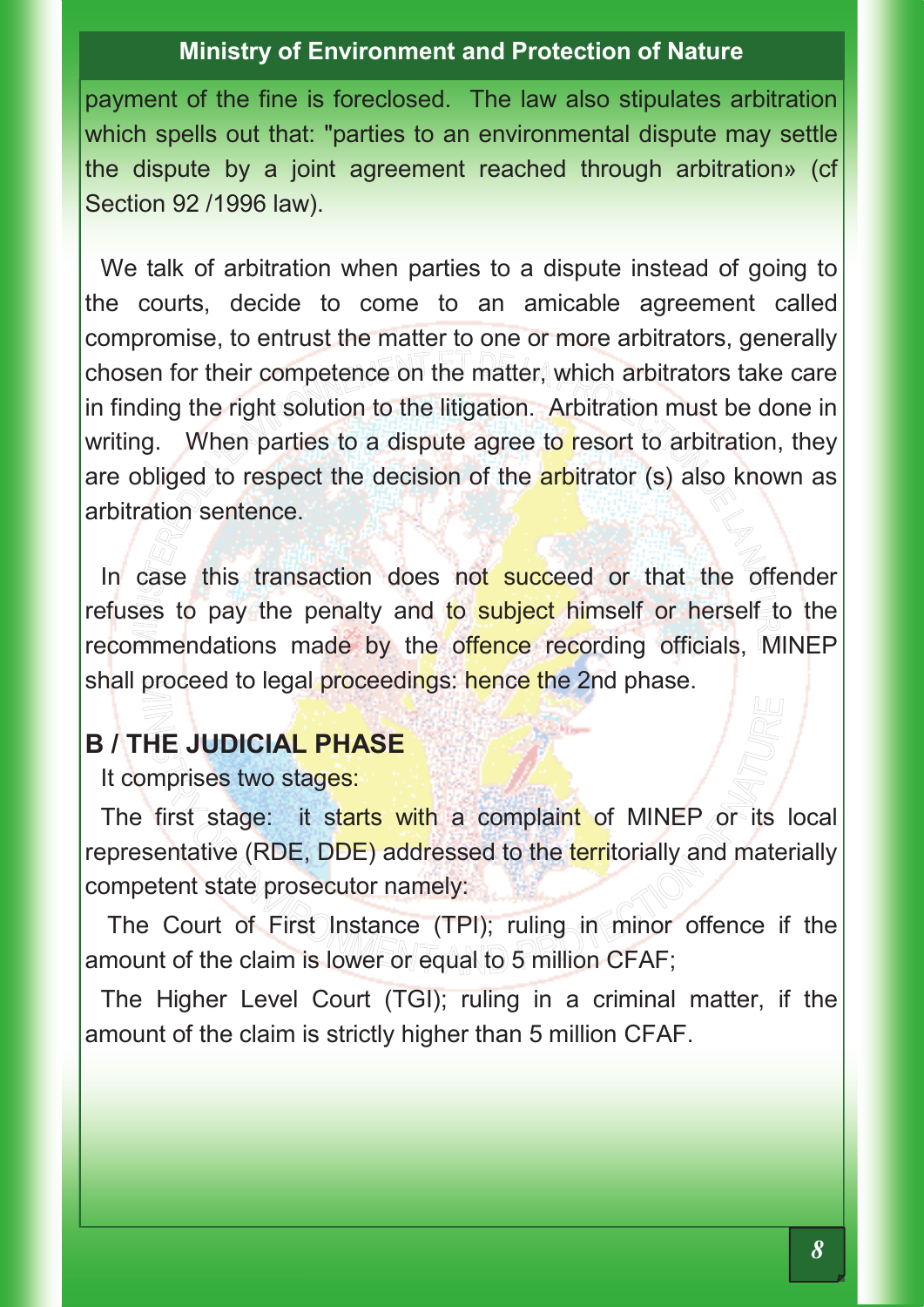payment of the fine is foreclosed. The law also stipulates arbitration which spells out that: "parties to an environmental dispute may settle the dispute by a joint agreement reached through arbitration» (cf Section 92 /1996 law).

We talk of arbitration when parties to a dispute instead of going to the courts, decide to come to an amicable agreement called compromise, to entrust the matter to one or more arbitrators, generally chosen for their competence on the matter, which arbitrators take care in finding the right solution to the litigation. Arbitration must be done in writing. When parties to a dispute agree to resort to arbitration, they are obliged to respect the decision of the arbitrator (s) also known as arbitration sentence.

In case this transaction does not succeed or that the offender refuses to pay the penalty and to subject himself or herself to the recommendations made by the offence recording officials, MINEP shall proceed to legal proceedings: hence the 2nd phase.

## B / THE JUDICIAL PHASE

It comprises two stages:

The first stage: it starts with a complaint of MINEP or its local representative (RDE, DDE) addressed to the territorially and materially competent state prosecutor namely:

The Court of First Instance (TPI); ruling in minor offence if the amount of the claim is lower or equal to 5 million CFAF;

The Higher Level Court (TGI); ruling in a criminal matter, if the amount of the claim is strictly higher than 5 million CFAF.